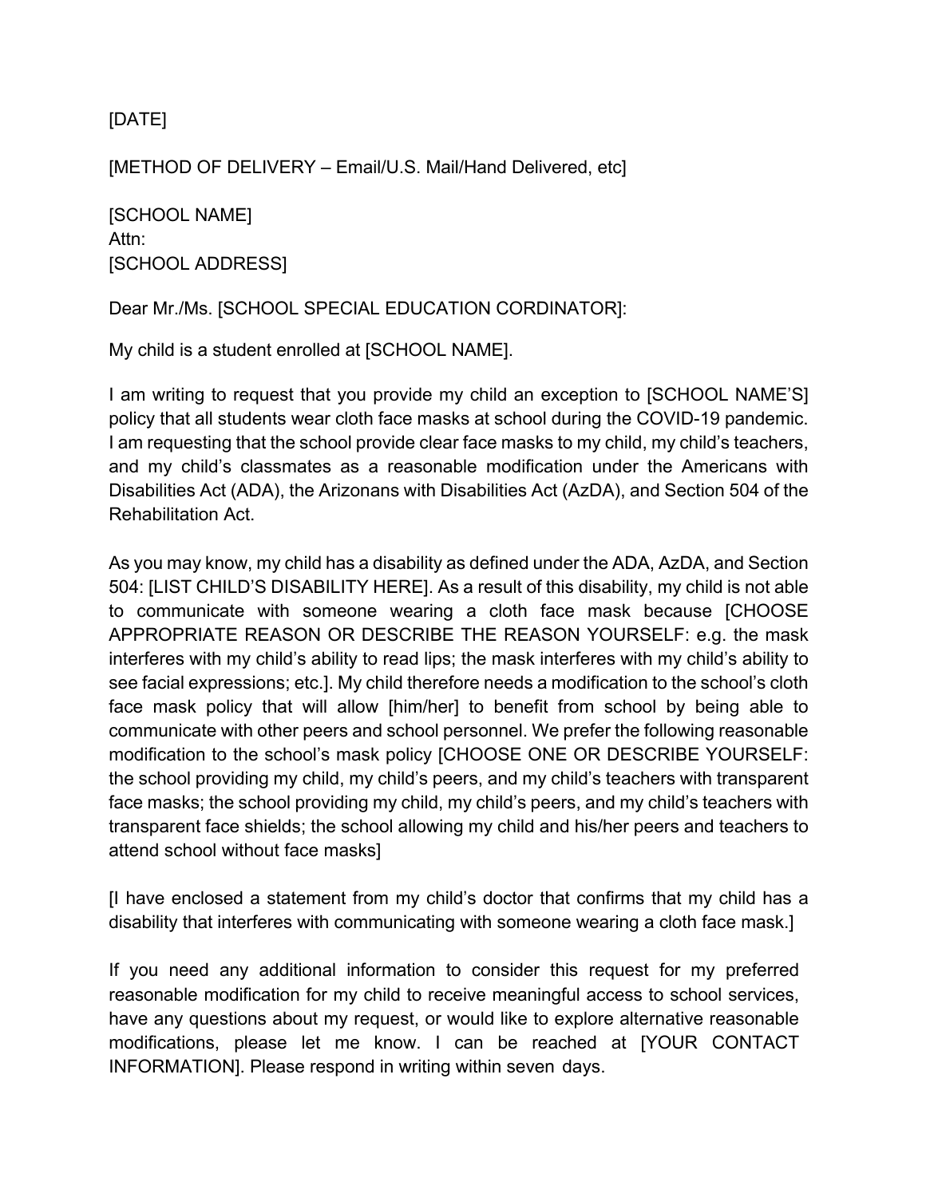[DATE]

[METHOD OF DELIVERY – Email/U.S. Mail/Hand Delivered, etc]

[SCHOOL NAME]
Attn:
[SCHOOL ADDRESS]

Dear Mr./Ms. [SCHOOL SPECIAL EDUCATION CORDINATOR]:

My child is a student enrolled at [SCHOOL NAME].

I am writing to request that you provide my child an exception to [SCHOOL NAME'S] policy that all students wear cloth face masks at school during the COVID-19 pandemic. I am requesting that the school provide clear face masks to my child, my child's teachers, and my child's classmates as a reasonable modification under the Americans with Disabilities Act (ADA), the Arizonans with Disabilities Act (AzDA), and Section 504 of the Rehabilitation Act.

As you may know, my child has a disability as defined under the ADA, AzDA, and Section 504: [LIST CHILD'S DISABILITY HERE]. As a result of this disability, my child is not able to communicate with someone wearing a cloth face mask because [CHOOSE APPROPRIATE REASON OR DESCRIBE THE REASON YOURSELF: e.g. the mask interferes with my child's ability to read lips; the mask interferes with my child's ability to see facial expressions; etc.]. My child therefore needs a modification to the school's cloth face mask policy that will allow [him/her] to benefit from school by being able to communicate with other peers and school personnel. We prefer the following reasonable modification to the school's mask policy [CHOOSE ONE OR DESCRIBE YOURSELF: the school providing my child, my child's peers, and my child's teachers with transparent face masks; the school providing my child, my child's peers, and my child's teachers with transparent face shields; the school allowing my child and his/her peers and teachers to attend school without face masks]

[I have enclosed a statement from my child's doctor that confirms that my child has a disability that interferes with communicating with someone wearing a cloth face mask.]

If you need any additional information to consider this request for my preferred reasonable modification for my child to receive meaningful access to school services, have any questions about my request, or would like to explore alternative reasonable modifications, please let me know. I can be reached at [YOUR CONTACT INFORMATION]. Please respond in writing within seven days.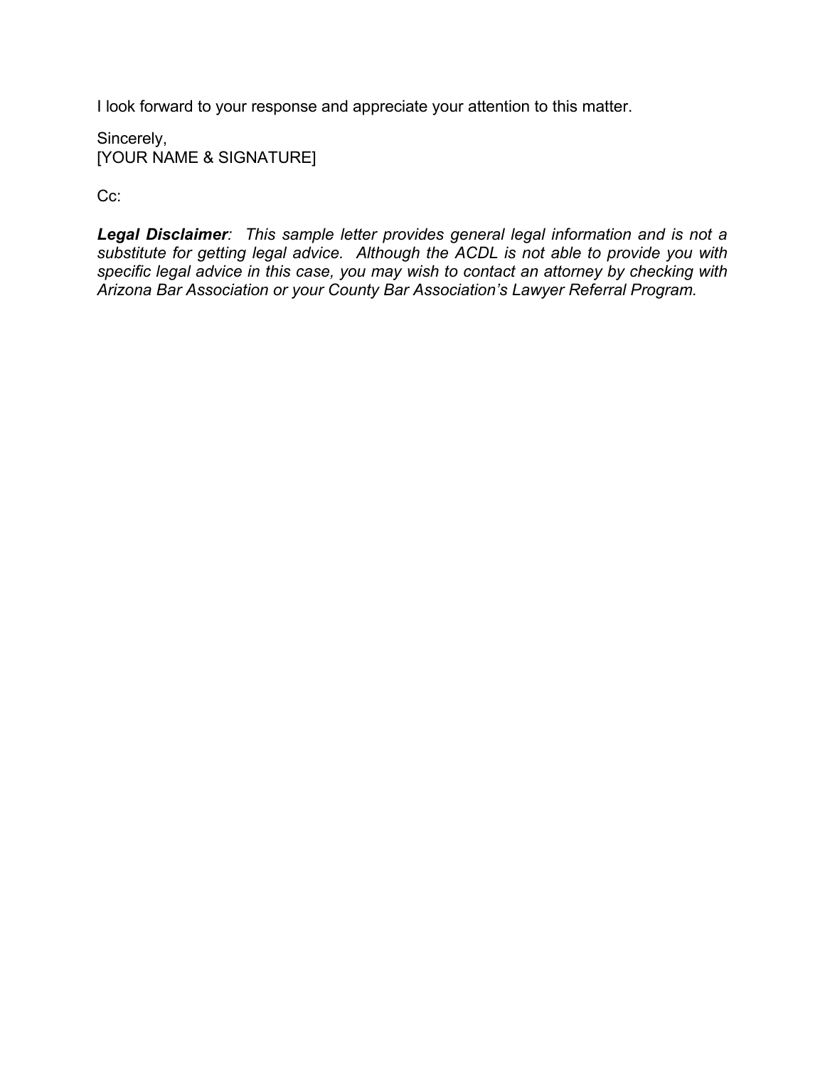I look forward to your response and appreciate your attention to this matter.

Sincerely,
[YOUR NAME & SIGNATURE]

Cc:

***Legal Disclaimer**: This sample letter provides general legal information and is not a substitute for getting legal advice. Although the ACDL is not able to provide you with specific legal advice in this case, you may wish to contact an attorney by checking with Arizona Bar Association or your County Bar Association's Lawyer Referral Program.*